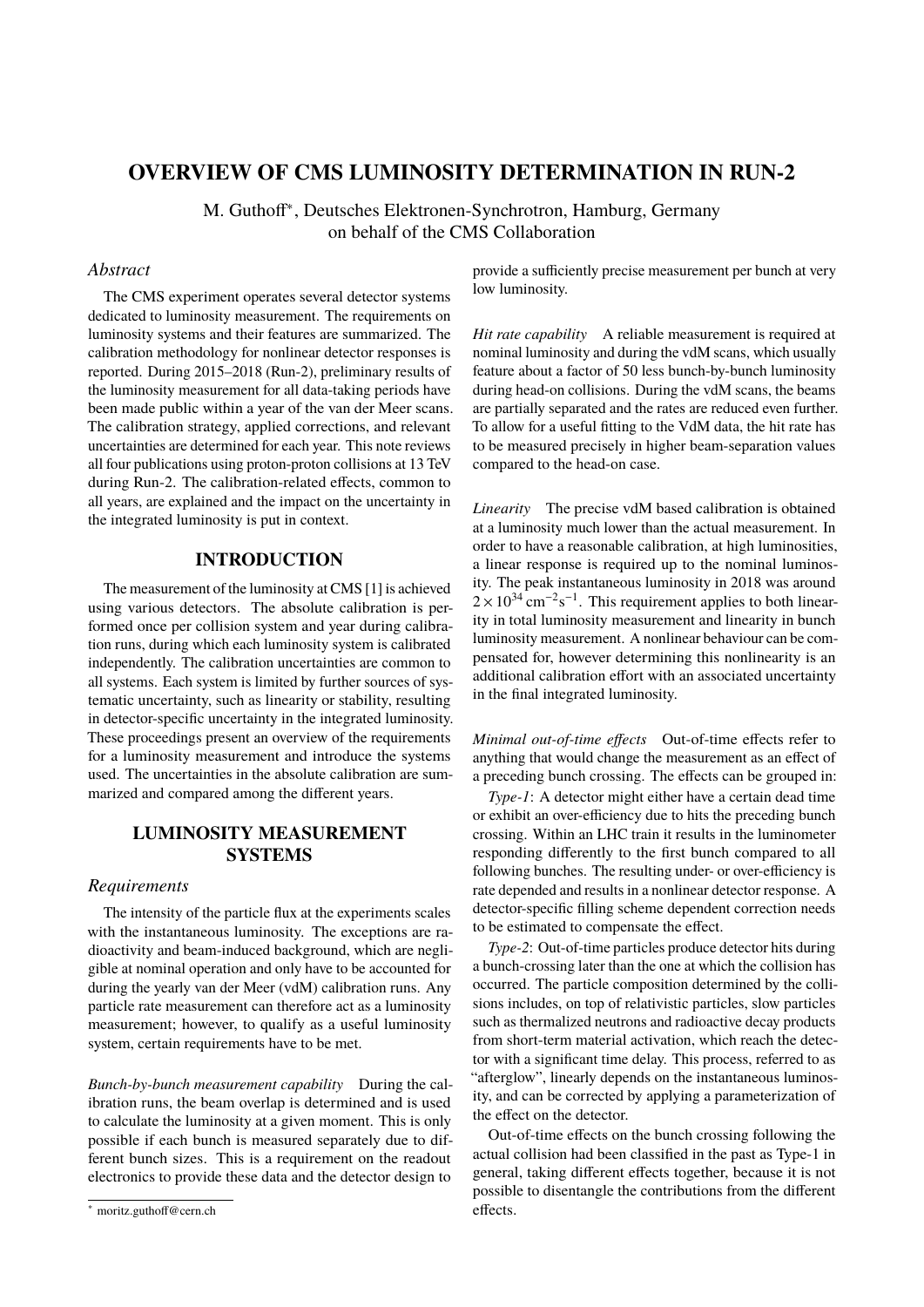# OVERVIEW OF CMS LUMINOSITY DETERMINATION IN RUN-2

M. Guthoff*, Deutsches Elektronen-Synchrotron, Hamburg, Germany
on behalf of the CMS Collaboration

## Abstract

The CMS experiment operates several detector systems dedicated to luminosity measurement. The requirements on luminosity systems and their features are summarized. The calibration methodology for nonlinear detector responses is reported. During 2015–2018 (Run-2), preliminary results of the luminosity measurement for all data-taking periods have been made public within a year of the van der Meer scans. The calibration strategy, applied corrections, and relevant uncertainties are determined for each year. This note reviews all four publications using proton-proton collisions at 13 TeV during Run-2. The calibration-related effects, common to all years, are explained and the impact on the uncertainty in the integrated luminosity is put in context.

## INTRODUCTION

The measurement of the luminosity at CMS [1] is achieved using various detectors. The absolute calibration is performed once per collision system and year during calibration runs, during which each luminosity system is calibrated independently. The calibration uncertainties are common to all systems. Each system is limited by further sources of systematic uncertainty, such as linearity or stability, resulting in detector-specific uncertainty in the integrated luminosity. These proceedings present an overview of the requirements for a luminosity measurement and introduce the systems used. The uncertainties in the absolute calibration are summarized and compared among the different years.

## LUMINOSITY MEASUREMENT SYSTEMS

### Requirements

The intensity of the particle flux at the experiments scales with the instantaneous luminosity. The exceptions are radioactivity and beam-induced background, which are negligible at nominal operation and only have to be accounted for during the yearly van der Meer (vdM) calibration runs. Any particle rate measurement can therefore act as a luminosity measurement; however, to qualify as a useful luminosity system, certain requirements have to be met.

*Bunch-by-bunch measurement capability* During the calibration runs, the beam overlap is determined and is used to calculate the luminosity at a given moment. This is only possible if each bunch is measured separately due to different bunch sizes. This is a requirement on the readout electronics to provide these data and the detector design to provide a sufficiently precise measurement per bunch at very low luminosity.

*Hit rate capability* A reliable measurement is required at nominal luminosity and during the vdM scans, which usually feature about a factor of 50 less bunch-by-bunch luminosity during head-on collisions. During the vdM scans, the beams are partially separated and the rates are reduced even further. To allow for a useful fitting to the VdM data, the hit rate has to be measured precisely in higher beam-separation values compared to the head-on case.

*Linearity* The precise vdM based calibration is obtained at a luminosity much lower than the actual measurement. In order to have a reasonable calibration, at high luminosities, a linear response is required up to the nominal luminosity. The peak instantaneous luminosity in 2018 was around $2 \times 10^{34}\,\mathrm{cm}^{-2}\mathrm{s}^{-1}$. This requirement applies to both linearity in total luminosity measurement and linearity in bunch luminosity measurement. A nonlinear behaviour can be compensated for, however determining this nonlinearity is an additional calibration effort with an associated uncertainty in the final integrated luminosity.

*Minimal out-of-time effects* Out-of-time effects refer to anything that would change the measurement as an effect of a preceding bunch crossing. The effects can be grouped in:

*Type-1*: A detector might either have a certain dead time or exhibit an over-efficiency due to hits the preceding bunch crossing. Within an LHC train it results in the luminometer responding differently to the first bunch compared to all following bunches. The resulting under- or over-efficiency is rate depended and results in a nonlinear detector response. A detector-specific filling scheme dependent correction needs to be estimated to compensate the effect.

*Type-2*: Out-of-time particles produce detector hits during a bunch-crossing later than the one at which the collision has occurred. The particle composition determined by the collisions includes, on top of relativistic particles, slow particles such as thermalized neutrons and radioactive decay products from short-term material activation, which reach the detector with a significant time delay. This process, referred to as "afterglow", linearly depends on the instantaneous luminosity, and can be corrected by applying a parameterization of the effect on the detector.

Out-of-time effects on the bunch crossing following the actual collision had been classified in the past as Type-1 in general, taking different effects together, because it is not possible to disentangle the contributions from the different effects.

* moritz.guthoff@cern.ch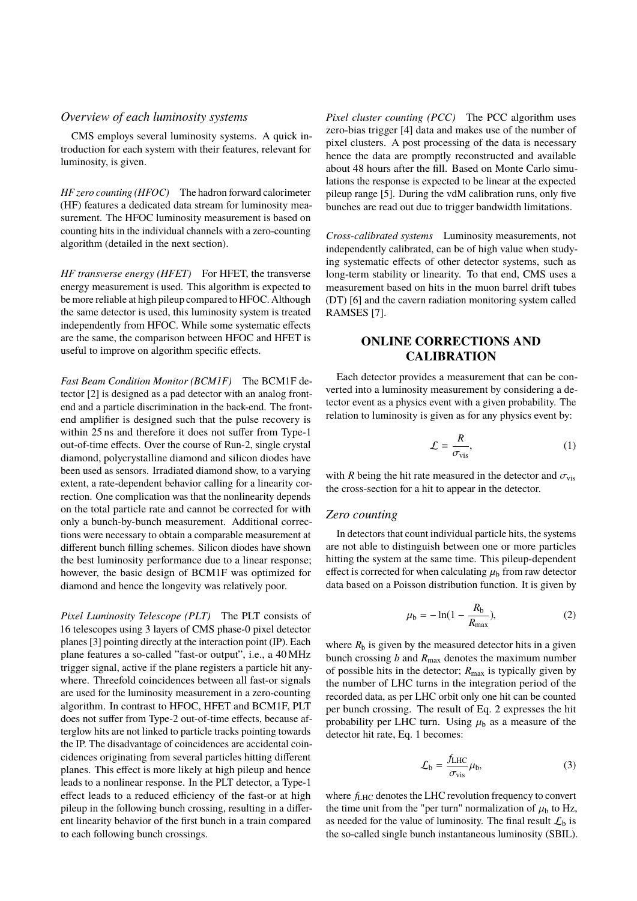### *Overview of each luminosity systems*

CMS employs several luminosity systems. A quick introduction for each system with their features, relevant for luminosity, is given.

*HF zero counting (HFOC)* The hadron forward calorimeter (HF) features a dedicated data stream for luminosity measurement. The HFOC luminosity measurement is based on counting hits in the individual channels with a zero-counting algorithm (detailed in the next section).

*HF transverse energy (HFET)* For HFET, the transverse energy measurement is used. This algorithm is expected to be more reliable at high pileup compared to HFOC. Although the same detector is used, this luminosity system is treated independently from HFOC. While some systematic effects are the same, the comparison between HFOC and HFET is useful to improve on algorithm specific effects.

*Fast Beam Condition Monitor (BCM1F)* The BCM1F detector [2] is designed as a pad detector with an analog front-end and a particle discrimination in the back-end. The front-end amplifier is designed such that the pulse recovery is within 25 ns and therefore it does not suffer from Type-1 out-of-time effects. Over the course of Run-2, single crystal diamond, polycrystalline diamond and silicon diodes have been used as sensors. Irradiated diamond show, to a varying extent, a rate-dependent behavior calling for a linearity correction. One complication was that the nonlinearity depends on the total particle rate and cannot be corrected for with only a bunch-by-bunch measurement. Additional corrections were necessary to obtain a comparable measurement at different bunch filling schemes. Silicon diodes have shown the best luminosity performance due to a linear response; however, the basic design of BCM1F was optimized for diamond and hence the longevity was relatively poor.

*Pixel Luminosity Telescope (PLT)* The PLT consists of 16 telescopes using 3 layers of CMS phase-0 pixel detector planes [3] pointing directly at the interaction point (IP). Each plane features a so-called "fast-or output", i.e., a 40 MHz trigger signal, active if the plane registers a particle hit anywhere. Threefold coincidences between all fast-or signals are used for the luminosity measurement in a zero-counting algorithm. In contrast to HFOC, HFET and BCM1F, PLT does not suffer from Type-2 out-of-time effects, because afterglow hits are not linked to particle tracks pointing towards the IP. The disadvantage of coincidences are accidental coincidences originating from several particles hitting different planes. This effect is more likely at high pileup and hence leads to a nonlinear response. In the PLT detector, a Type-1 effect leads to a reduced efficiency of the fast-or at high pileup in the following bunch crossing, resulting in a different linearity behavior of the first bunch in a train compared to each following bunch crossings.

*Pixel cluster counting (PCC)* The PCC algorithm uses zero-bias trigger [4] data and makes use of the number of pixel clusters. A post processing of the data is necessary hence the data are promptly reconstructed and available about 48 hours after the fill. Based on Monte Carlo simulations the response is expected to be linear at the expected pileup range [5]. During the vdM calibration runs, only five bunches are read out due to trigger bandwidth limitations.

*Cross-calibrated systems* Luminosity measurements, not independently calibrated, can be of high value when studying systematic effects of other detector systems, such as long-term stability or linearity. To that end, CMS uses a measurement based on hits in the muon barrel drift tubes (DT) [6] and the cavern radiation monitoring system called RAMSES [7].

## ONLINE CORRECTIONS AND CALIBRATION

Each detector provides a measurement that can be converted into a luminosity measurement by considering a detector event as a physics event with a given probability. The relation to luminosity is given as for any physics event by:

$$\mathcal{L} = \frac{R}{\sigma_{\text{vis}}}, \tag{1}$$

with $R$ being the hit rate measured in the detector and $\sigma_{\text{vis}}$ the cross-section for a hit to appear in the detector.

### *Zero counting*

In detectors that count individual particle hits, the systems are not able to distinguish between one or more particles hitting the system at the same time. This pileup-dependent effect is corrected for when calculating $\mu_{\text{b}}$ from raw detector data based on a Poisson distribution function. It is given by

$$\mu_{\text{b}} = -\ln(1 - \frac{R_{\text{b}}}{R_{\text{max}}}), \tag{2}$$

where $R_{\text{b}}$ is given by the measured detector hits in a given bunch crossing $b$ and $R_{\text{max}}$ denotes the maximum number of possible hits in the detector; $R_{\text{max}}$ is typically given by the number of LHC turns in the integration period of the recorded data, as per LHC orbit only one hit can be counted per bunch crossing. The result of Eq. 2 expresses the hit probability per LHC turn. Using $\mu_{\text{b}}$ as a measure of the detector hit rate, Eq. 1 becomes:

$$\mathcal{L}_{\text{b}} = \frac{f_{\text{LHC}}}{\sigma_{\text{vis}}}\mu_{\text{b}}, \tag{3}$$

where $f_{\text{LHC}}$ denotes the LHC revolution frequency to convert the time unit from the "per turn" normalization of $\mu_{\text{b}}$ to Hz, as needed for the value of luminosity. The final result $\mathcal{L}_{\text{b}}$ is the so-called single bunch instantaneous luminosity (SBIL).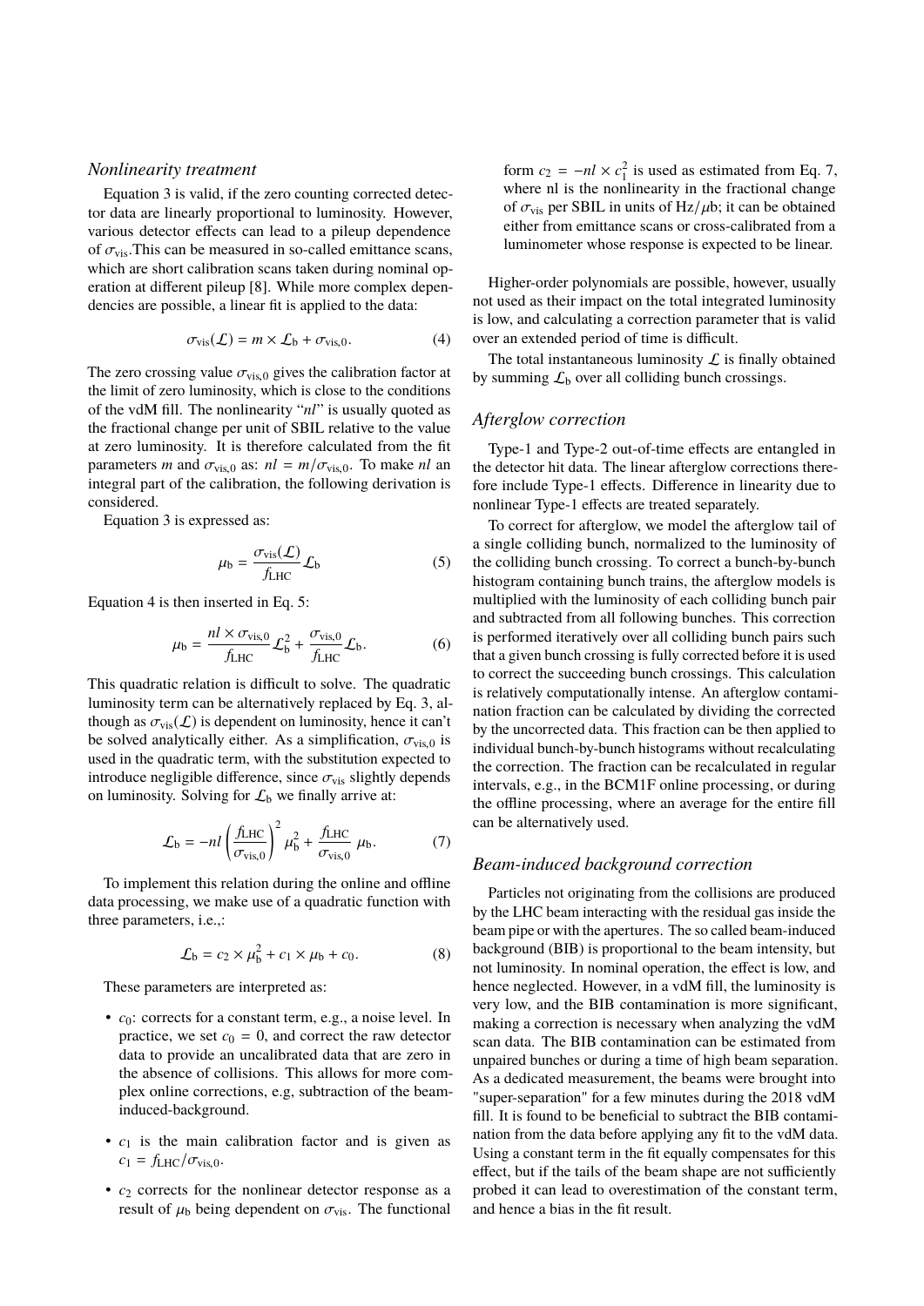### *Nonlinearity treatment*

Equation 3 is valid, if the zero counting corrected detector data are linearly proportional to luminosity. However, various detector effects can lead to a pileup dependence of $\sigma_{\text{vis}}$.This can be measured in so-called emittance scans, which are short calibration scans taken during nominal operation at different pileup [8]. While more complex dependencies are possible, a linear fit is applied to the data:

$$\sigma_{\text{vis}}(\mathcal{L}) = m \times \mathcal{L}_{\text{b}} + \sigma_{\text{vis},0}. \tag{4}$$

The zero crossing value $\sigma_{\text{vis},0}$ gives the calibration factor at the limit of zero luminosity, which is close to the conditions of the vdM fill. The nonlinearity "$nl$" is usually quoted as the fractional change per unit of SBIL relative to the value at zero luminosity. It is therefore calculated from the fit parameters $m$ and $\sigma_{\text{vis},0}$ as: $nl = m/\sigma_{\text{vis},0}$. To make $nl$ an integral part of the calibration, the following derivation is considered.

Equation 3 is expressed as:

$$\mu_{\text{b}} = \frac{\sigma_{\text{vis}}(\mathcal{L})}{f_{\text{LHC}}} \mathcal{L}_{\text{b}} \tag{5}$$

Equation 4 is then inserted in Eq. 5:

$$\mu_{\text{b}} = \frac{nl \times \sigma_{\text{vis},0}}{f_{\text{LHC}}} \mathcal{L}_{\text{b}}^2 + \frac{\sigma_{\text{vis},0}}{f_{\text{LHC}}} \mathcal{L}_{\text{b}}. \tag{6}$$

This quadratic relation is difficult to solve. The quadratic luminosity term can be alternatively replaced by Eq. 3, although as $\sigma_{\text{vis}}(\mathcal{L})$ is dependent on luminosity, hence it can't be solved analytically either. As a simplification, $\sigma_{\text{vis},0}$ is used in the quadratic term, with the substitution expected to introduce negligible difference, since $\sigma_{\text{vis}}$ slightly depends on luminosity. Solving for $\mathcal{L}_{\text{b}}$ we finally arrive at:

$$\mathcal{L}_{\text{b}} = -nl \left( \frac{f_{\text{LHC}}}{\sigma_{\text{vis},0}} \right)^2 \mu_{\text{b}}^2 + \frac{f_{\text{LHC}}}{\sigma_{\text{vis},0}} \mu_{\text{b}}. \tag{7}$$

To implement this relation during the online and offline data processing, we make use of a quadratic function with three parameters, i.e.,:

$$\mathcal{L}_{\text{b}} = c_2 \times \mu_{\text{b}}^2 + c_1 \times \mu_{\text{b}} + c_0. \tag{8}$$

These parameters are interpreted as:

- $c_0$: corrects for a constant term, e.g., a noise level. In practice, we set $c_0 = 0$, and correct the raw detector data to provide an uncalibrated data that are zero in the absence of collisions. This allows for more complex online corrections, e.g, subtraction of the beam-induced-background.
- $c_1$ is the main calibration factor and is given as $c_1 = f_{\text{LHC}}/\sigma_{\text{vis},0}$.
- $c_2$ corrects for the nonlinear detector response as a result of $\mu_{\text{b}}$ being dependent on $\sigma_{\text{vis}}$. The functional form $c_2 = -nl \times c_1^2$ is used as estimated from Eq. 7, where nl is the nonlinearity in the fractional change of $\sigma_{\text{vis}}$ per SBIL in units of $\text{Hz}/\mu\text{b}$; it can be obtained either from emittance scans or cross-calibrated from a luminometer whose response is expected to be linear.

Higher-order polynomials are possible, however, usually not used as their impact on the total integrated luminosity is low, and calculating a correction parameter that is valid over an extended period of time is difficult.

The total instantaneous luminosity $\mathcal{L}$ is finally obtained by summing $\mathcal{L}_{\text{b}}$ over all colliding bunch crossings.

### *Afterglow correction*

Type-1 and Type-2 out-of-time effects are entangled in the detector hit data. The linear afterglow corrections therefore include Type-1 effects. Difference in linearity due to nonlinear Type-1 effects are treated separately.

To correct for afterglow, we model the afterglow tail of a single colliding bunch, normalized to the luminosity of the colliding bunch crossing. To correct a bunch-by-bunch histogram containing bunch trains, the afterglow models is multiplied with the luminosity of each colliding bunch pair and subtracted from all following bunches. This correction is performed iteratively over all colliding bunch pairs such that a given bunch crossing is fully corrected before it is used to correct the succeeding bunch crossings. This calculation is relatively computationally intense. An afterglow contamination fraction can be calculated by dividing the corrected by the uncorrected data. This fraction can be then applied to individual bunch-by-bunch histograms without recalculating the correction. The fraction can be recalculated in regular intervals, e.g., in the BCM1F online processing, or during the offline processing, where an average for the entire fill can be alternatively used.

### *Beam-induced background correction*

Particles not originating from the collisions are produced by the LHC beam interacting with the residual gas inside the beam pipe or with the apertures. The so called beam-induced background (BIB) is proportional to the beam intensity, but not luminosity. In nominal operation, the effect is low, and hence neglected. However, in a vdM fill, the luminosity is very low, and the BIB contamination is more significant, making a correction is necessary when analyzing the vdM scan data. The BIB contamination can be estimated from unpaired bunches or during a time of high beam separation. As a dedicated measurement, the beams were brought into "super-separation" for a few minutes during the 2018 vdM fill. It is found to be beneficial to subtract the BIB contamination from the data before applying any fit to the vdM data. Using a constant term in the fit equally compensates for this effect, but if the tails of the beam shape are not sufficiently probed it can lead to overestimation of the constant term, and hence a bias in the fit result.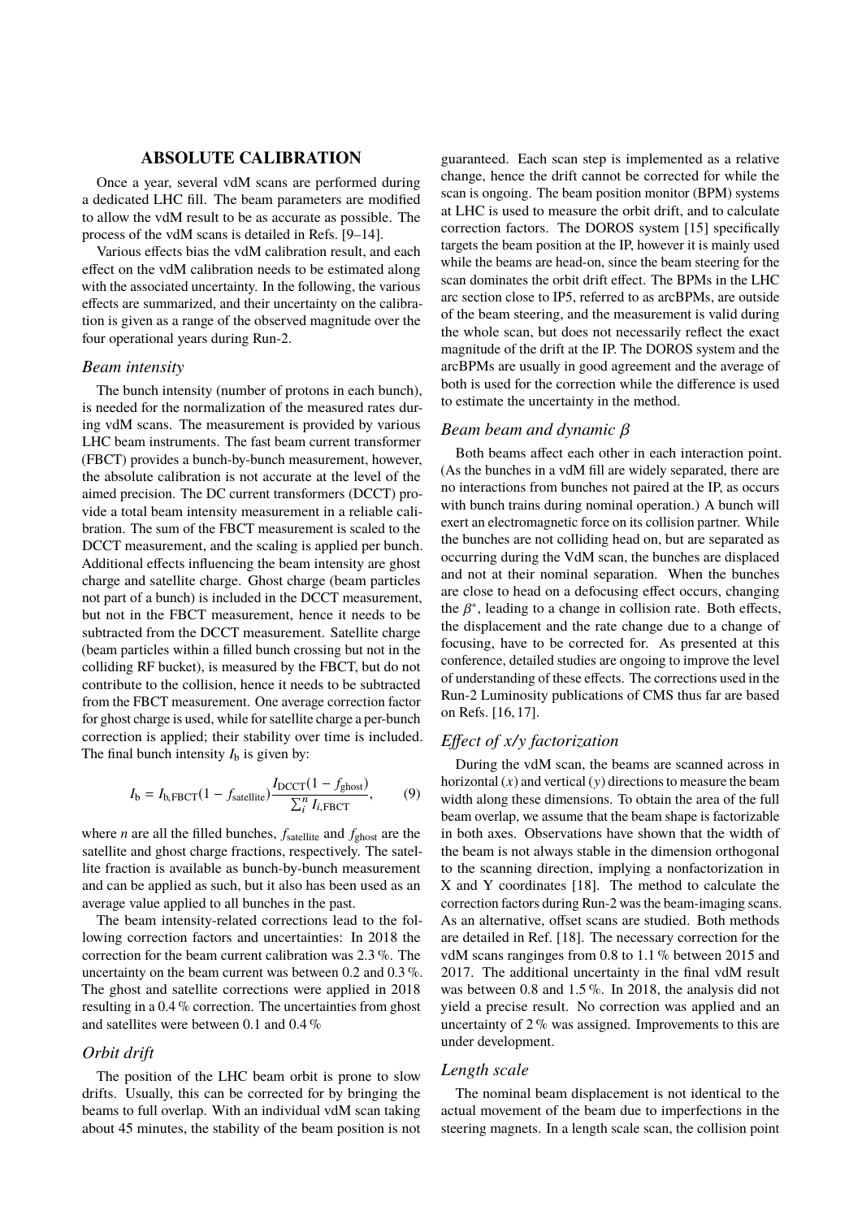## ABSOLUTE CALIBRATION

Once a year, several vdM scans are performed during a dedicated LHC fill. The beam parameters are modified to allow the vdM result to be as accurate as possible. The process of the vdM scans is detailed in Refs. [9–14].

Various effects bias the vdM calibration result, and each effect on the vdM calibration needs to be estimated along with the associated uncertainty. In the following, the various effects are summarized, and their uncertainty on the calibration is given as a range of the observed magnitude over the four operational years during Run-2.

### *Beam intensity*

The bunch intensity (number of protons in each bunch), is needed for the normalization of the measured rates during vdM scans. The measurement is provided by various LHC beam instruments. The fast beam current transformer (FBCT) provides a bunch-by-bunch measurement, however, the absolute calibration is not accurate at the level of the aimed precision. The DC current transformers (DCCT) provide a total beam intensity measurement in a reliable calibration. The sum of the FBCT measurement is scaled to the DCCT measurement, and the scaling is applied per bunch. Additional effects influencing the beam intensity are ghost charge and satellite charge. Ghost charge (beam particles not part of a bunch) is included in the DCCT measurement, but not in the FBCT measurement, hence it needs to be subtracted from the DCCT measurement. Satellite charge (beam particles within a filled bunch crossing but not in the colliding RF bucket), is measured by the FBCT, but do not contribute to the collision, hence it needs to be subtracted from the FBCT measurement. One average correction factor for ghost charge is used, while for satellite charge a per-bunch correction is applied; their stability over time is included. The final bunch intensity $I_\mathrm{b}$ is given by:

$$I_\mathrm{b} = I_\mathrm{b,FBCT}(1 - f_\mathrm{satellite})\frac{I_\mathrm{DCCT}(1 - f_\mathrm{ghost})}{\sum_i^n I_{i,\mathrm{FBCT}}}, \qquad (9)$$

where $n$ are all the filled bunches, $f_\mathrm{satellite}$ and $f_\mathrm{ghost}$ are the satellite and ghost charge fractions, respectively. The satellite fraction is available as bunch-by-bunch measurement and can be applied as such, but it also has been used as an average value applied to all bunches in the past.

The beam intensity-related corrections lead to the following correction factors and uncertainties: In 2018 the correction for the beam current calibration was 2.3 %. The uncertainty on the beam current was between 0.2 and 0.3 %. The ghost and satellite corrections were applied in 2018 resulting in a 0.4 % correction. The uncertainties from ghost and satellites were between 0.1 and 0.4 %

### *Orbit drift*

The position of the LHC beam orbit is prone to slow drifts. Usually, this can be corrected for by bringing the beams to full overlap. With an individual vdM scan taking about 45 minutes, the stability of the beam position is not guaranteed. Each scan step is implemented as a relative change, hence the drift cannot be corrected for while the scan is ongoing. The beam position monitor (BPM) systems at LHC is used to measure the orbit drift, and to calculate correction factors. The DOROS system [15] specifically targets the beam position at the IP, however it is mainly used while the beams are head-on, since the beam steering for the scan dominates the orbit drift effect. The BPMs in the LHC arc section close to IP5, referred to as arcBPMs, are outside of the beam steering, and the measurement is valid during the whole scan, but does not necessarily reflect the exact magnitude of the drift at the IP. The DOROS system and the arcBPMs are usually in good agreement and the average of both is used for the correction while the difference is used to estimate the uncertainty in the method.

### *Beam beam and dynamic $\beta$*

Both beams affect each other in each interaction point. (As the bunches in a vdM fill are widely separated, there are no interactions from bunches not paired at the IP, as occurs with bunch trains during nominal operation.) A bunch will exert an electromagnetic force on its collision partner. While the bunches are not colliding head on, but are separated as occurring during the VdM scan, the bunches are displaced and not at their nominal separation. When the bunches are close to head on a defocusing effect occurs, changing the $\beta^*$, leading to a change in collision rate. Both effects, the displacement and the rate change due to a change of focusing, have to be corrected for. As presented at this conference, detailed studies are ongoing to improve the level of understanding of these effects. The corrections used in the Run-2 Luminosity publications of CMS thus far are based on Refs. [16, 17].

### *Effect of x/y factorization*

During the vdM scan, the beams are scanned across in horizontal ($x$) and vertical ($y$) directions to measure the beam width along these dimensions. To obtain the area of the full beam overlap, we assume that the beam shape is factorizable in both axes. Observations have shown that the width of the beam is not always stable in the dimension orthogonal to the scanning direction, implying a nonfactorization in X and Y coordinates [18]. The method to calculate the correction factors during Run-2 was the beam-imaging scans. As an alternative, offset scans are studied. Both methods are detailed in Ref. [18]. The necessary correction for the vdM scans ranginges from 0.8 to 1.1 % between 2015 and 2017. The additional uncertainty in the final vdM result was between 0.8 and 1.5 %. In 2018, the analysis did not yield a precise result. No correction was applied and an uncertainty of 2 % was assigned. Improvements to this are under development.

### *Length scale*

The nominal beam displacement is not identical to the actual movement of the beam due to imperfections in the steering magnets. In a length scale scan, the collision point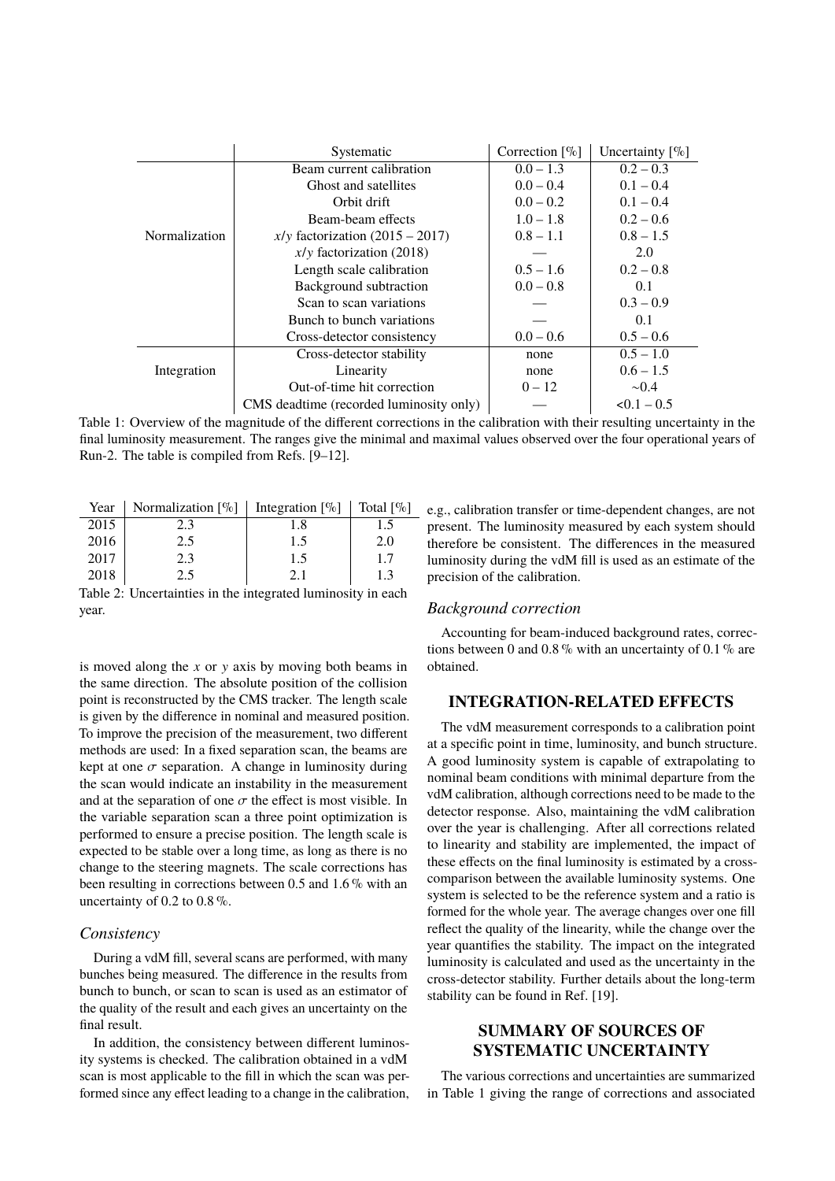| | Systematic | Correction [%] | Uncertainty [%] |
|---|---|---|---|
| Normalization | Beam current calibration | 0.0 – 1.3 | 0.2 – 0.3 |
| | Ghost and satellites | 0.0 – 0.4 | 0.1 – 0.4 |
| | Orbit drift | 0.0 – 0.2 | 0.1 – 0.4 |
| | Beam-beam effects | 1.0 – 1.8 | 0.2 – 0.6 |
| | $x/y$ factorization (2015 – 2017) | 0.8 – 1.1 | 0.8 – 1.5 |
| | $x/y$ factorization (2018) | — | 2.0 |
| | Length scale calibration | 0.5 – 1.6 | 0.2 – 0.8 |
| | Background subtraction | 0.0 – 0.8 | 0.1 |
| | Scan to scan variations | — | 0.3 – 0.9 |
| | Bunch to bunch variations | — | 0.1 |
| | Cross-detector consistency | 0.0 – 0.6 | 0.5 – 0.6 |
| Integration | Cross-detector stability | none | 0.5 – 1.0 |
| | Linearity | none | 0.6 – 1.5 |
| | Out-of-time hit correction | 0 – 12 | ~0.4 |
| | CMS deadtime (recorded luminosity only) | — | <0.1 – 0.5 |

Table 1: Overview of the magnitude of the different corrections in the calibration with their resulting uncertainty in the final luminosity measurement. The ranges give the minimal and maximal values observed over the four operational years of Run-2. The table is compiled from Refs. [9–12].

| Year | Normalization [%] | Integration [%] | Total [%] |
|---|---|---|---|
| 2015 | 2.3 | 1.8 | 1.5 |
| 2016 | 2.5 | 1.5 | 2.0 |
| 2017 | 2.3 | 1.5 | 1.7 |
| 2018 | 2.5 | 2.1 | 1.3 |

Table 2: Uncertainties in the integrated luminosity in each year.

is moved along the $x$ or $y$ axis by moving both beams in the same direction. The absolute position of the collision point is reconstructed by the CMS tracker. The length scale is given by the difference in nominal and measured position. To improve the precision of the measurement, two different methods are used: In a fixed separation scan, the beams are kept at one $\sigma$ separation. A change in luminosity during the scan would indicate an instability in the measurement and at the separation of one $\sigma$ the effect is most visible. In the variable separation scan a three point optimization is performed to ensure a precise position. The length scale is expected to be stable over a long time, as long as there is no change to the steering magnets. The scale corrections has been resulting in corrections between 0.5 and 1.6 % with an uncertainty of 0.2 to 0.8 %.

### *Consistency*

During a vdM fill, several scans are performed, with many bunches being measured. The difference in the results from bunch to bunch, or scan to scan is used as an estimator of the quality of the result and each gives an uncertainty on the final result.

In addition, the consistency between different luminosity systems is checked. The calibration obtained in a vdM scan is most applicable to the fill in which the scan was performed since any effect leading to a change in the calibration, e.g., calibration transfer or time-dependent changes, are not present. The luminosity measured by each system should therefore be consistent. The differences in the measured luminosity during the vdM fill is used as an estimate of the precision of the calibration.

### *Background correction*

Accounting for beam-induced background rates, corrections between 0 and 0.8 % with an uncertainty of 0.1 % are obtained.

## INTEGRATION-RELATED EFFECTS

The vdM measurement corresponds to a calibration point at a specific point in time, luminosity, and bunch structure. A good luminosity system is capable of extrapolating to nominal beam conditions with minimal departure from the vdM calibration, although corrections need to be made to the detector response. Also, maintaining the vdM calibration over the year is challenging. After all corrections related to linearity and stability are implemented, the impact of these effects on the final luminosity is estimated by a cross-comparison between the available luminosity systems. One system is selected to be the reference system and a ratio is formed for the whole year. The average changes over one fill reflect the quality of the linearity, while the change over the year quantifies the stability. The impact on the integrated luminosity is calculated and used as the uncertainty in the cross-detector stability. Further details about the long-term stability can be found in Ref. [19].

## SUMMARY OF SOURCES OF SYSTEMATIC UNCERTAINTY

The various corrections and uncertainties are summarized in Table 1 giving the range of corrections and associated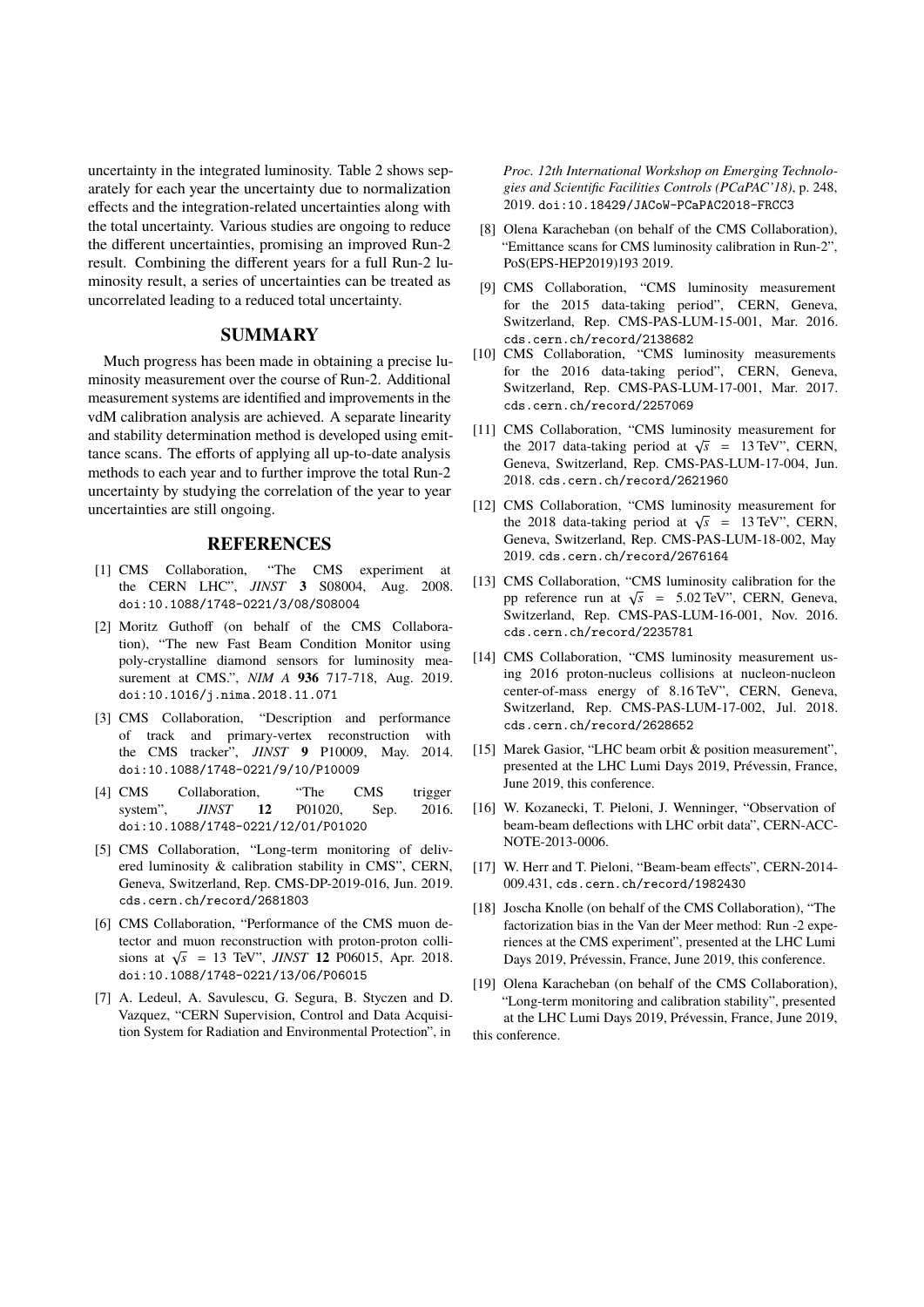uncertainty in the integrated luminosity. Table 2 shows separately for each year the uncertainty due to normalization effects and the integration-related uncertainties along with the total uncertainty. Various studies are ongoing to reduce the different uncertainties, promising an improved Run-2 result. Combining the different years for a full Run-2 luminosity result, a series of uncertainties can be treated as uncorrelated leading to a reduced total uncertainty.

## SUMMARY

Much progress has been made in obtaining a precise luminosity measurement over the course of Run-2. Additional measurement systems are identified and improvements in the vdM calibration analysis are achieved. A separate linearity and stability determination method is developed using emittance scans. The efforts of applying all up-to-date analysis methods to each year and to further improve the total Run-2 uncertainty by studying the correlation of the year to year uncertainties are still ongoing.

## REFERENCES

[1] CMS Collaboration, "The CMS experiment at the CERN LHC", *JINST* **3** S08004, Aug. 2008. doi:10.1088/1748-0221/3/08/S08004

[2] Moritz Guthoff (on behalf of the CMS Collaboration), "The new Fast Beam Condition Monitor using poly-crystalline diamond sensors for luminosity measurement at CMS.", *NIM A* **936** 717-718, Aug. 2019. doi:10.1016/j.nima.2018.11.071

[3] CMS Collaboration, "Description and performance of track and primary-vertex reconstruction with the CMS tracker", *JINST* **9** P10009, May. 2014. doi:10.1088/1748-0221/9/10/P10009

[4] CMS Collaboration, "The CMS trigger system", *JINST* **12** P01020, Sep. 2016. doi:10.1088/1748-0221/12/01/P01020

[5] CMS Collaboration, "Long-term monitoring of delivered luminosity & calibration stability in CMS", CERN, Geneva, Switzerland, Rep. CMS-DP-2019-016, Jun. 2019. cds.cern.ch/record/2681803

[6] CMS Collaboration, "Performance of the CMS muon detector and muon reconstruction with proton-proton collisions at $\sqrt{s}$ = 13 TeV", *JINST* **12** P06015, Apr. 2018. doi:10.1088/1748-0221/13/06/P06015

[7] A. Ledeul, A. Savulescu, G. Segura, B. Styczen and D. Vazquez, "CERN Supervision, Control and Data Acquisition System for Radiation and Environmental Protection", in *Proc. 12th International Workshop on Emerging Technologies and Scientific Facilities Controls (PCaPAC'18)*, p. 248, 2019. doi:10.18429/JACoW-PCaPAC2018-FRCC3

[8] Olena Karacheban (on behalf of the CMS Collaboration), "Emittance scans for CMS luminosity calibration in Run-2", PoS(EPS-HEP2019)193 2019.

[9] CMS Collaboration, "CMS luminosity measurement for the 2015 data-taking period", CERN, Geneva, Switzerland, Rep. CMS-PAS-LUM-15-001, Mar. 2016. cds.cern.ch/record/2138682

[10] CMS Collaboration, "CMS luminosity measurements for the 2016 data-taking period", CERN, Geneva, Switzerland, Rep. CMS-PAS-LUM-17-001, Mar. 2017. cds.cern.ch/record/2257069

[11] CMS Collaboration, "CMS luminosity measurement for the 2017 data-taking period at $\sqrt{s}$ = 13 TeV", CERN, Geneva, Switzerland, Rep. CMS-PAS-LUM-17-004, Jun. 2018. cds.cern.ch/record/2621960

[12] CMS Collaboration, "CMS luminosity measurement for the 2018 data-taking period at $\sqrt{s}$ = 13 TeV", CERN, Geneva, Switzerland, Rep. CMS-PAS-LUM-18-002, May 2019. cds.cern.ch/record/2676164

[13] CMS Collaboration, "CMS luminosity calibration for the pp reference run at $\sqrt{s}$ = 5.02 TeV", CERN, Geneva, Switzerland, Rep. CMS-PAS-LUM-16-001, Nov. 2016. cds.cern.ch/record/2235781

[14] CMS Collaboration, "CMS luminosity measurement using 2016 proton-nucleus collisions at nucleon-nucleon center-of-mass energy of 8.16 TeV", CERN, Geneva, Switzerland, Rep. CMS-PAS-LUM-17-002, Jul. 2018. cds.cern.ch/record/2628652

[15] Marek Gasior, "LHC beam orbit & position measurement", presented at the LHC Lumi Days 2019, Prévessin, France, June 2019, this conference.

[16] W. Kozanecki, T. Pieloni, J. Wenninger, "Observation of beam-beam deflections with LHC orbit data", CERN-ACC-NOTE-2013-0006.

[17] W. Herr and T. Pieloni, "Beam-beam effects", CERN-2014-009.431, cds.cern.ch/record/1982430

[18] Joscha Knolle (on behalf of the CMS Collaboration), "The factorization bias in the Van der Meer method: Run -2 experiences at the CMS experiment", presented at the LHC Lumi Days 2019, Prévessin, France, June 2019, this conference.

[19] Olena Karacheban (on behalf of the CMS Collaboration), "Long-term monitoring and calibration stability", presented at the LHC Lumi Days 2019, Prévessin, France, June 2019, this conference.